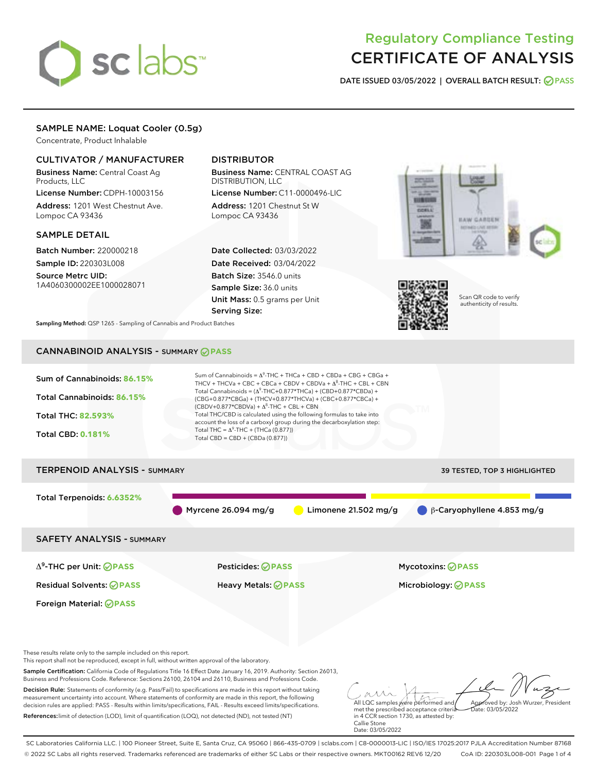# Regulatory Compliance Testing
# CERTIFICATE OF ANALYSIS

**DATE ISSUED 03/05/2022 | OVERALL BATCH RESULT: PASS**

## SAMPLE NAME: Loquat Cooler (0.5g)

Concentrate, Product Inhalable

### CULTIVATOR / MANUFACTURER

**Business Name:** Central Coast Ag Products, LLC
**License Number:** CDPH-10003156
**Address:** 1201 West Chestnut Ave. Lompoc CA 93436

### DISTRIBUTOR

**Business Name:** CENTRAL COAST AG DISTRIBUTION, LLC
**License Number:** C11-0000496-LIC
**Address:** 1201 Chestnut St W Lompoc CA 93436

### SAMPLE DETAIL

**Batch Number:** 220000218
**Sample ID:** 220303L008
**Source Metrc UID:** 1A4060300002EE1000028071

**Date Collected:** 03/03/2022
**Date Received:** 03/04/2022
**Batch Size:** 3546.0 units
**Sample Size:** 36.0 units
**Unit Mass:** 0.5 grams per Unit
**Serving Size:**

Scan QR code to verify authenticity of results.

**Sampling Method:** QSP 1265 - Sampling of Cannabis and Product Batches

## CANNABINOID ANALYSIS - SUMMARY PASS

**Sum of Cannabinoids:** 86.15%
**Total Cannabinoids:** 86.15%
**Total THC:** 82.593%
**Total CBD:** 0.181%

Sum of Cannabinoids = $\Delta^9$-THC + THCa + CBD + CBDa + CBG + CBGa + THCV + THCVa + CBC + CBCa + CBDV + CBDVa + $\Delta^8$-THC + CBL + CBN
Total Cannabinoids = ($\Delta^9$-THC+0.877*THCa) + (CBD+0.877*CBDa) + (CBG+0.877*CBGa) + (THCV+0.877*THCVa) + (CBC+0.877*CBCa) + (CBDV+0.877*CBDVa) + $\Delta^8$-THC + CBL + CBN
Total THC/CBD is calculated using the following formulas to take into account the loss of a carboxyl group during the decarboxylation step:
Total THC = $\Delta^9$-THC + (THCa (0.877))
Total CBD = CBD + (CBDa (0.877))

## TERPENOID ANALYSIS - SUMMARY

39 TESTED, TOP 3 HIGHLIGHTED

**Total Terpenoids:** 6.6352%

Myrcene 26.094 mg/g | Limonene 21.502 mg/g | β-Caryophyllene 4.853 mg/g

## SAFETY ANALYSIS - SUMMARY

| | | |
|---|---|---|
| $\Delta^9$-THC per Unit: PASS | Pesticides: PASS | Mycotoxins: PASS |
| Residual Solvents: PASS | Heavy Metals: PASS | Microbiology: PASS |
| Foreign Material: PASS | | |

These results relate only to the sample included on this report.
This report shall not be reproduced, except in full, without written approval of the laboratory.

**Sample Certification:** California Code of Regulations Title 16 Effect Date January 16, 2019. Authority: Section 26013, Business and Professions Code. Reference: Sections 26100, 26104 and 26110, Business and Professions Code.

**Decision Rule:** Statements of conformity (e.g. Pass/Fail) to specifications are made in this report without taking measurement uncertainty into account. Where statements of conformity are made in this report, the following decision rules are applied: PASS - Results within limits/specifications, FAIL - Results exceed limits/specifications.

**References:** limit of detection (LOD), limit of quantification (LOQ), not detected (ND), not tested (NT)

All LQC samples were performed and met the prescribed acceptance criteria in 4 CCR section 1730, as attested by: Callie Stone
Date: 03/05/2022

Approved by: Josh Wurzer, President
Date: 03/05/2022

SC Laboratories California LLC. | 100 Pioneer Street, Suite E, Santa Cruz, CA 95060 | 866-435-0709 | sclabs.com | C8-0000013-LIC | ISO/IES 17025:2017 PJLA Accreditation Number 87168
© 2022 SC Labs all rights reserved. Trademarks referenced are trademarks of either SC Labs or their respective owners. MKT00162 REV6 12/20 CoA ID: 220303L008-001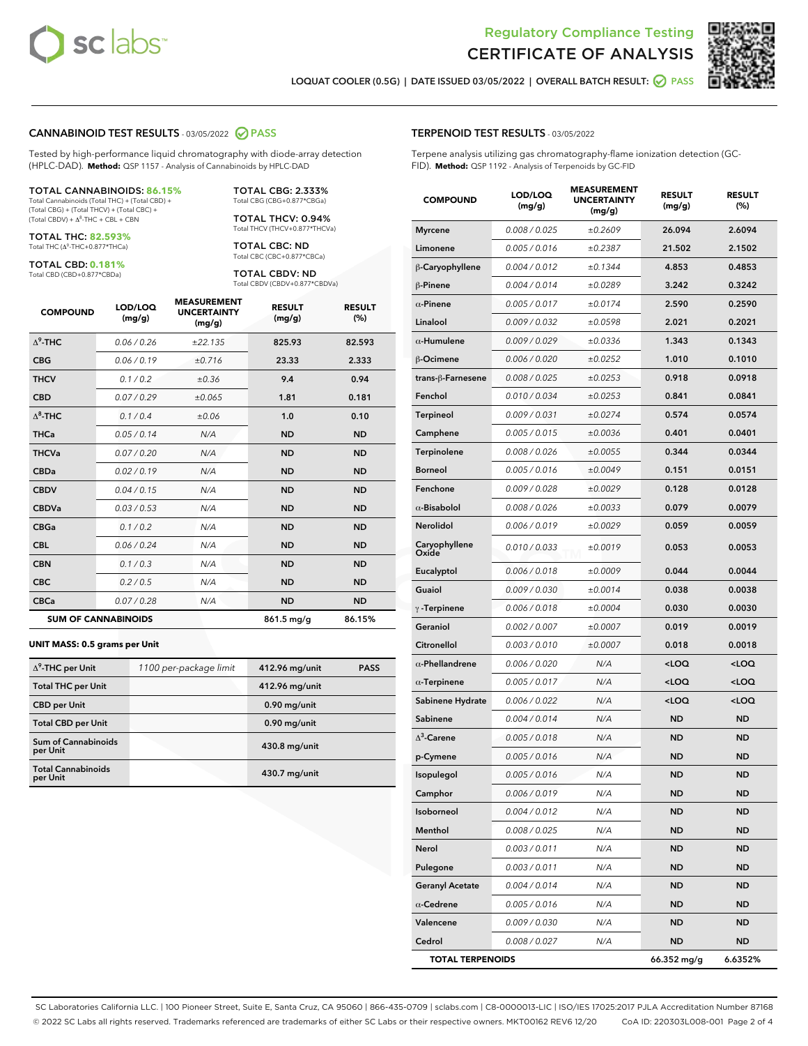# Regulatory Compliance Testing
# CERTIFICATE OF ANALYSIS

LOQUAT COOLER (0.5G) | DATE ISSUED 03/05/2022 | OVERALL BATCH RESULT: PASS

## CANNABINOID TEST RESULTS - 03/05/2022 PASS

Tested by high-performance liquid chromatography with diode-array detection (HPLC-DAD). **Method:** QSP 1157 - Analysis of Cannabinoids by HPLC-DAD

**TOTAL CANNABINOIDS: 86.15%**
Total Cannabinoids (Total THC) + (Total CBD) + (Total CBG) + (Total THCV) + (Total CBC) + (Total CBDV) + $\Delta^8$-THC + CBL + CBN

**TOTAL THC: 82.593%**
Total THC ($\Delta^9$-THC+0.877*THCa)

**TOTAL CBD: 0.181%**
Total CBD (CBD+0.877*CBDa)

**TOTAL CBG: 2.333%**
Total CBG (CBG+0.877*CBGa)

**TOTAL THCV: 0.94%**
Total THCV (THCV+0.877*THCVa)

**TOTAL CBC: ND**
Total CBC (CBC+0.877*CBCa)

**TOTAL CBDV: ND**
Total CBDV (CBDV+0.877*CBDVa)

| COMPOUND | LOD/LOQ (mg/g) | MEASUREMENT UNCERTAINTY (mg/g) | RESULT (mg/g) | RESULT (%) |
|---|---|---|---|---|
| $\Delta^9$-THC | 0.06 / 0.26 | ±22.135 | 825.93 | 82.593 |
| CBG | 0.06 / 0.19 | ±0.716 | 23.33 | 2.333 |
| THCV | 0.1 / 0.2 | ±0.36 | 9.4 | 0.94 |
| CBD | 0.07 / 0.29 | ±0.065 | 1.81 | 0.181 |
| $\Delta^8$-THC | 0.1 / 0.4 | ±0.06 | 1.0 | 0.10 |
| THCa | 0.05 / 0.14 | N/A | ND | ND |
| THCVa | 0.07 / 0.20 | N/A | ND | ND |
| CBDa | 0.02 / 0.19 | N/A | ND | ND |
| CBDV | 0.04 / 0.15 | N/A | ND | ND |
| CBDVa | 0.03 / 0.53 | N/A | ND | ND |
| CBGa | 0.1 / 0.2 | N/A | ND | ND |
| CBL | 0.06 / 0.24 | N/A | ND | ND |
| CBN | 0.1 / 0.3 | N/A | ND | ND |
| CBC | 0.2 / 0.5 | N/A | ND | ND |
| CBCa | 0.07 / 0.28 | N/A | ND | ND |
| **SUM OF CANNABINOIDS** | | | 861.5 mg/g | 86.15% |

**UNIT MASS: 0.5 grams per Unit**

| | | | |
|---|---|---|---|
| $\Delta^9$-THC per Unit | 1100 per-package limit | 412.96 mg/unit | PASS |
| Total THC per Unit | | 412.96 mg/unit | |
| CBD per Unit | | 0.90 mg/unit | |
| Total CBD per Unit | | 0.90 mg/unit | |
| Sum of Cannabinoids per Unit | | 430.8 mg/unit | |
| Total Cannabinoids per Unit | | 430.7 mg/unit | |

## TERPENOID TEST RESULTS - 03/05/2022

Terpene analysis utilizing gas chromatography-flame ionization detection (GC-FID). **Method:** QSP 1192 - Analysis of Terpenoids by GC-FID

| COMPOUND | LOD/LOQ (mg/g) | MEASUREMENT UNCERTAINTY (mg/g) | RESULT (mg/g) | RESULT (%) |
|---|---|---|---|---|
| Myrcene | 0.008 / 0.025 | ±0.2609 | 26.094 | 2.6094 |
| Limonene | 0.005 / 0.016 | ±0.2387 | 21.502 | 2.1502 |
| β-Caryophyllene | 0.004 / 0.012 | ±0.1344 | 4.853 | 0.4853 |
| β-Pinene | 0.004 / 0.014 | ±0.0289 | 3.242 | 0.3242 |
| α-Pinene | 0.005 / 0.017 | ±0.0174 | 2.590 | 0.2590 |
| Linalool | 0.009 / 0.032 | ±0.0598 | 2.021 | 0.2021 |
| α-Humulene | 0.009 / 0.029 | ±0.0336 | 1.343 | 0.1343 |
| β-Ocimene | 0.006 / 0.020 | ±0.0252 | 1.010 | 0.1010 |
| trans-β-Farnesene | 0.008 / 0.025 | ±0.0253 | 0.918 | 0.0918 |
| Fenchol | 0.010 / 0.034 | ±0.0253 | 0.841 | 0.0841 |
| Terpineol | 0.009 / 0.031 | ±0.0274 | 0.574 | 0.0574 |
| Camphene | 0.005 / 0.015 | ±0.0036 | 0.401 | 0.0401 |
| Terpinolene | 0.008 / 0.026 | ±0.0055 | 0.344 | 0.0344 |
| Borneol | 0.005 / 0.016 | ±0.0049 | 0.151 | 0.0151 |
| Fenchone | 0.009 / 0.028 | ±0.0029 | 0.128 | 0.0128 |
| α-Bisabolol | 0.008 / 0.026 | ±0.0033 | 0.079 | 0.0079 |
| Nerolidol | 0.006 / 0.019 | ±0.0029 | 0.059 | 0.0059 |
| Caryophyllene Oxide | 0.010 / 0.033 | ±0.0019 | 0.053 | 0.0053 |
| Eucalyptol | 0.006 / 0.018 | ±0.0009 | 0.044 | 0.0044 |
| Guaiol | 0.009 / 0.030 | ±0.0014 | 0.038 | 0.0038 |
| γ-Terpinene | 0.006 / 0.018 | ±0.0004 | 0.030 | 0.0030 |
| Geraniol | 0.002 / 0.007 | ±0.0007 | 0.019 | 0.0019 |
| Citronellol | 0.003 / 0.010 | ±0.0007 | 0.018 | 0.0018 |
| α-Phellandrene | 0.006 / 0.020 | N/A | <LOQ | <LOQ |
| α-Terpinene | 0.005 / 0.017 | N/A | <LOQ | <LOQ |
| Sabinene Hydrate | 0.006 / 0.022 | N/A | <LOQ | <LOQ |
| Sabinene | 0.004 / 0.014 | N/A | ND | ND |
| $\Delta^3$-Carene | 0.005 / 0.018 | N/A | ND | ND |
| p-Cymene | 0.005 / 0.016 | N/A | ND | ND |
| Isopulegol | 0.005 / 0.016 | N/A | ND | ND |
| Camphor | 0.006 / 0.019 | N/A | ND | ND |
| Isoborneol | 0.004 / 0.012 | N/A | ND | ND |
| Menthol | 0.008 / 0.025 | N/A | ND | ND |
| Nerol | 0.003 / 0.011 | N/A | ND | ND |
| Pulegone | 0.003 / 0.011 | N/A | ND | ND |
| Geranyl Acetate | 0.004 / 0.014 | N/A | ND | ND |
| α-Cedrene | 0.005 / 0.016 | N/A | ND | ND |
| Valencene | 0.009 / 0.030 | N/A | ND | ND |
| Cedrol | 0.008 / 0.027 | N/A | ND | ND |
| **TOTAL TERPENOIDS** | | | 66.352 mg/g | 6.6352% |

SC Laboratories California LLC. | 100 Pioneer Street, Suite E, Santa Cruz, CA 95060 | 866-435-0709 | sclabs.com | C8-0000013-LIC | ISO/IES 17025:2017 PJLA Accreditation Number 87168
© 2022 SC Labs all rights reserved. Trademarks referenced are trademarks of either SC Labs or their respective owners. MKT00162 REV6 12/20 CoA ID: 220303L008-001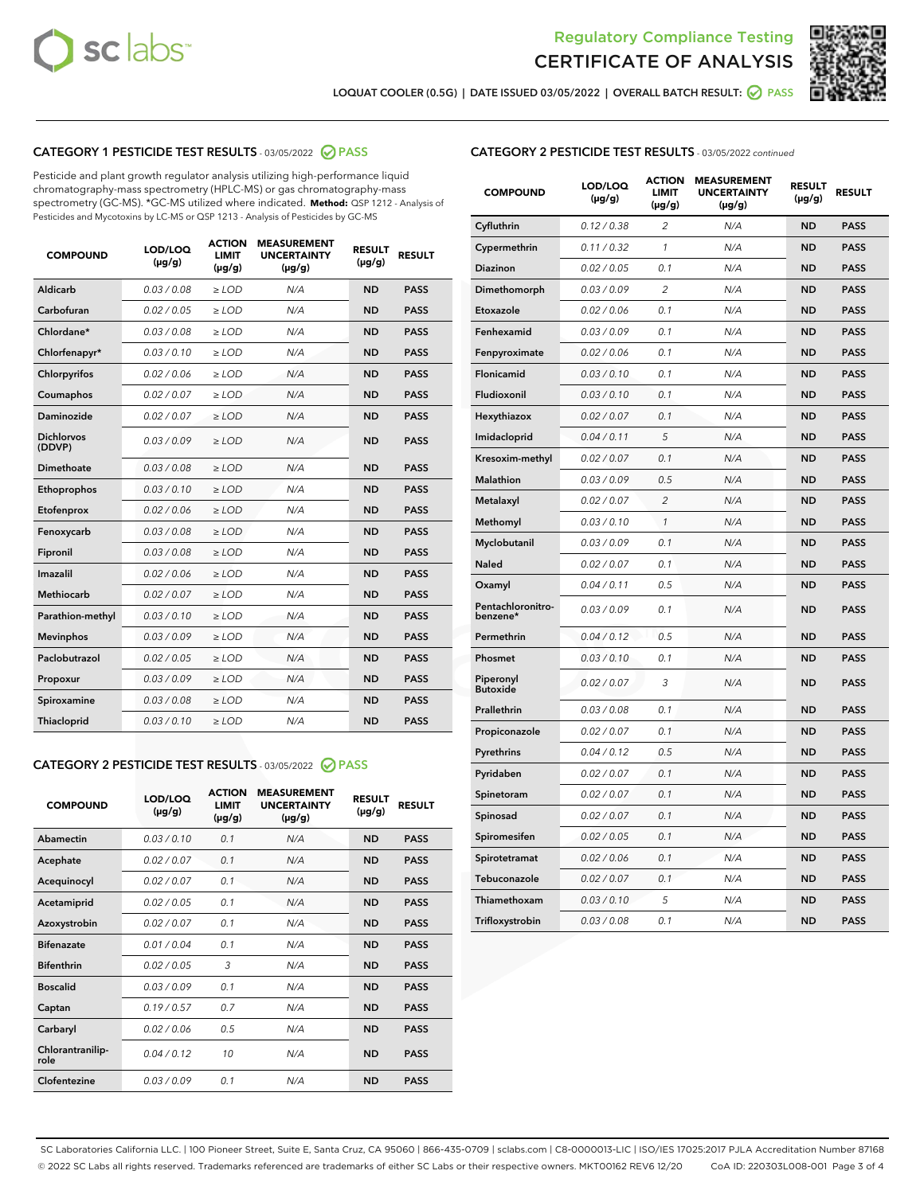Regulatory Compliance Testing

# CERTIFICATE OF ANALYSIS

LOQUAT COOLER (0.5G) | DATE ISSUED 03/05/2022 | OVERALL BATCH RESULT: PASS

## CATEGORY 1 PESTICIDE TEST RESULTS - 03/05/2022 PASS

Pesticide and plant growth regulator analysis utilizing high-performance liquid chromatography-mass spectrometry (HPLC-MS) or gas chromatography-mass spectrometry (GC-MS). *GC-MS utilized where indicated. **Method:** QSP 1212 - Analysis of Pesticides and Mycotoxins by LC-MS or QSP 1213 - Analysis of Pesticides by GC-MS

| COMPOUND | LOD/LOQ (µg/g) | ACTION LIMIT (µg/g) | MEASUREMENT UNCERTAINTY (µg/g) | RESULT (µg/g) | RESULT |
|---|---|---|---|---|---|
| Aldicarb | 0.03 / 0.08 | ≥ LOD | N/A | ND | PASS |
| Carbofuran | 0.02 / 0.05 | ≥ LOD | N/A | ND | PASS |
| Chlordane* | 0.03 / 0.08 | ≥ LOD | N/A | ND | PASS |
| Chlorfenapyr* | 0.03 / 0.10 | ≥ LOD | N/A | ND | PASS |
| Chlorpyrifos | 0.02 / 0.06 | ≥ LOD | N/A | ND | PASS |
| Coumaphos | 0.02 / 0.07 | ≥ LOD | N/A | ND | PASS |
| Daminozide | 0.02 / 0.07 | ≥ LOD | N/A | ND | PASS |
| Dichlorvos (DDVP) | 0.03 / 0.09 | ≥ LOD | N/A | ND | PASS |
| Dimethoate | 0.03 / 0.08 | ≥ LOD | N/A | ND | PASS |
| Ethoprophos | 0.03 / 0.10 | ≥ LOD | N/A | ND | PASS |
| Etofenprox | 0.02 / 0.06 | ≥ LOD | N/A | ND | PASS |
| Fenoxycarb | 0.03 / 0.08 | ≥ LOD | N/A | ND | PASS |
| Fipronil | 0.03 / 0.08 | ≥ LOD | N/A | ND | PASS |
| Imazalil | 0.02 / 0.06 | ≥ LOD | N/A | ND | PASS |
| Methiocarb | 0.02 / 0.07 | ≥ LOD | N/A | ND | PASS |
| Parathion-methyl | 0.03 / 0.10 | ≥ LOD | N/A | ND | PASS |
| Mevinphos | 0.03 / 0.09 | ≥ LOD | N/A | ND | PASS |
| Paclobutrazol | 0.02 / 0.05 | ≥ LOD | N/A | ND | PASS |
| Propoxur | 0.03 / 0.09 | ≥ LOD | N/A | ND | PASS |
| Spiroxamine | 0.03 / 0.08 | ≥ LOD | N/A | ND | PASS |
| Thiacloprid | 0.03 / 0.10 | ≥ LOD | N/A | ND | PASS |

## CATEGORY 2 PESTICIDE TEST RESULTS - 03/05/2022 PASS

| COMPOUND | LOD/LOQ (µg/g) | ACTION LIMIT (µg/g) | MEASUREMENT UNCERTAINTY (µg/g) | RESULT (µg/g) | RESULT |
|---|---|---|---|---|---|
| Abamectin | 0.03 / 0.10 | 0.1 | N/A | ND | PASS |
| Acephate | 0.02 / 0.07 | 0.1 | N/A | ND | PASS |
| Acequinocyl | 0.02 / 0.07 | 0.1 | N/A | ND | PASS |
| Acetamiprid | 0.02 / 0.05 | 0.1 | N/A | ND | PASS |
| Azoxystrobin | 0.02 / 0.07 | 0.1 | N/A | ND | PASS |
| Bifenazate | 0.01 / 0.04 | 0.1 | N/A | ND | PASS |
| Bifenthrin | 0.02 / 0.05 | 3 | N/A | ND | PASS |
| Boscalid | 0.03 / 0.09 | 0.1 | N/A | ND | PASS |
| Captan | 0.19 / 0.57 | 0.7 | N/A | ND | PASS |
| Carbaryl | 0.02 / 0.06 | 0.5 | N/A | ND | PASS |
| Chlorantraniliprole | 0.04 / 0.12 | 10 | N/A | ND | PASS |
| Clofentezine | 0.03 / 0.09 | 0.1 | N/A | ND | PASS |
| Cyfluthrin | 0.12 / 0.38 | 2 | N/A | ND | PASS |
| Cypermethrin | 0.11 / 0.32 | 1 | N/A | ND | PASS |
| Diazinon | 0.02 / 0.05 | 0.1 | N/A | ND | PASS |
| Dimethomorph | 0.03 / 0.09 | 2 | N/A | ND | PASS |
| Etoxazole | 0.02 / 0.06 | 0.1 | N/A | ND | PASS |
| Fenhexamid | 0.03 / 0.09 | 0.1 | N/A | ND | PASS |
| Fenpyroximate | 0.02 / 0.06 | 0.1 | N/A | ND | PASS |
| Flonicamid | 0.03 / 0.10 | 0.1 | N/A | ND | PASS |
| Fludioxonil | 0.03 / 0.10 | 0.1 | N/A | ND | PASS |
| Hexythiazox | 0.02 / 0.07 | 0.1 | N/A | ND | PASS |
| Imidacloprid | 0.04 / 0.11 | 5 | N/A | ND | PASS |
| Kresoxim-methyl | 0.02 / 0.07 | 0.1 | N/A | ND | PASS |
| Malathion | 0.03 / 0.09 | 0.5 | N/A | ND | PASS |
| Metalaxyl | 0.02 / 0.07 | 2 | N/A | ND | PASS |
| Methomyl | 0.03 / 0.10 | 1 | N/A | ND | PASS |
| Myclobutanil | 0.03 / 0.09 | 0.1 | N/A | ND | PASS |
| Naled | 0.02 / 0.07 | 0.1 | N/A | ND | PASS |
| Oxamyl | 0.04 / 0.11 | 0.5 | N/A | ND | PASS |
| Pentachloronitrobenzene* | 0.03 / 0.09 | 0.1 | N/A | ND | PASS |
| Permethrin | 0.04 / 0.12 | 0.5 | N/A | ND | PASS |
| Phosmet | 0.03 / 0.10 | 0.1 | N/A | ND | PASS |
| Piperonyl Butoxide | 0.02 / 0.07 | 3 | N/A | ND | PASS |
| Prallethrin | 0.03 / 0.08 | 0.1 | N/A | ND | PASS |
| Propiconazole | 0.02 / 0.07 | 0.1 | N/A | ND | PASS |
| Pyrethrins | 0.04 / 0.12 | 0.5 | N/A | ND | PASS |
| Pyridaben | 0.02 / 0.07 | 0.1 | N/A | ND | PASS |
| Spinetoram | 0.02 / 0.07 | 0.1 | N/A | ND | PASS |
| Spinosad | 0.02 / 0.07 | 0.1 | N/A | ND | PASS |
| Spiromesifen | 0.02 / 0.05 | 0.1 | N/A | ND | PASS |
| Spirotetramat | 0.02 / 0.06 | 0.1 | N/A | ND | PASS |
| Tebuconazole | 0.02 / 0.07 | 0.1 | N/A | ND | PASS |
| Thiamethoxam | 0.03 / 0.10 | 5 | N/A | ND | PASS |
| Trifloxystrobin | 0.03 / 0.08 | 0.1 | N/A | ND | PASS |

SC Laboratories California LLC. | 100 Pioneer Street, Suite E, Santa Cruz, CA 95060 | 866-435-0709 | sclabs.com | C8-0000013-LIC | ISO/IES 17025:2017 PJLA Accreditation Number 87168
© 2022 SC Labs all rights reserved. Trademarks referenced are trademarks of either SC Labs or their respective owners. MKT00162 REV6 12/20 CoA ID: 220303L008-001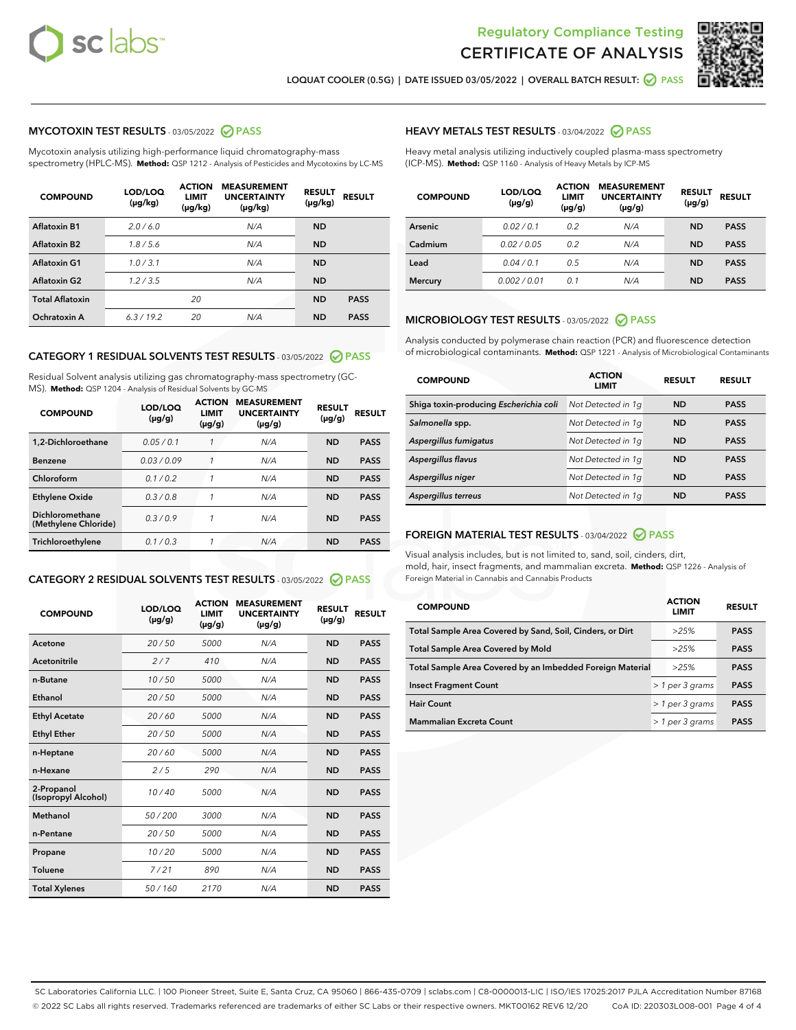Regulatory Compliance Testing

# CERTIFICATE OF ANALYSIS

LOQUAT COOLER (0.5G) | DATE ISSUED 03/05/2022 | OVERALL BATCH RESULT: PASS

## MYCOTOXIN TEST RESULTS - 03/05/2022 PASS

Mycotoxin analysis utilizing high-performance liquid chromatography-mass spectrometry (HPLC-MS). **Method:** QSP 1212 - Analysis of Pesticides and Mycotoxins by LC-MS

| COMPOUND | LOD/LOQ (µg/kg) | ACTION LIMIT (µg/kg) | MEASUREMENT UNCERTAINTY (µg/kg) | RESULT (µg/kg) | RESULT |
|---|---|---|---|---|---|
| Aflatoxin B1 | 2.0 / 6.0 | | N/A | ND | |
| Aflatoxin B2 | 1.8 / 5.6 | | N/A | ND | |
| Aflatoxin G1 | 1.0 / 3.1 | | N/A | ND | |
| Aflatoxin G2 | 1.2 / 3.5 | | N/A | ND | |
| Total Aflatoxin | | 20 | | ND | PASS |
| Ochratoxin A | 6.3 / 19.2 | 20 | N/A | ND | PASS |

## CATEGORY 1 RESIDUAL SOLVENTS TEST RESULTS - 03/05/2022 PASS

Residual Solvent analysis utilizing gas chromatography-mass spectrometry (GC-MS). **Method:** QSP 1204 - Analysis of Residual Solvents by GC-MS

| COMPOUND | LOD/LOQ (µg/g) | ACTION LIMIT (µg/g) | MEASUREMENT UNCERTAINTY (µg/g) | RESULT (µg/g) | RESULT |
|---|---|---|---|---|---|
| 1,2-Dichloroethane | 0.05 / 0.1 | 1 | N/A | ND | PASS |
| Benzene | 0.03 / 0.09 | 1 | N/A | ND | PASS |
| Chloroform | 0.1 / 0.2 | 1 | N/A | ND | PASS |
| Ethylene Oxide | 0.3 / 0.8 | 1 | N/A | ND | PASS |
| Dichloromethane (Methylene Chloride) | 0.3 / 0.9 | 1 | N/A | ND | PASS |
| Trichloroethylene | 0.1 / 0.3 | 1 | N/A | ND | PASS |

## CATEGORY 2 RESIDUAL SOLVENTS TEST RESULTS - 03/05/2022 PASS

| COMPOUND | LOD/LOQ (µg/g) | ACTION LIMIT (µg/g) | MEASUREMENT UNCERTAINTY (µg/g) | RESULT (µg/g) | RESULT |
|---|---|---|---|---|---|
| Acetone | 20 / 50 | 5000 | N/A | ND | PASS |
| Acetonitrile | 2 / 7 | 410 | N/A | ND | PASS |
| n-Butane | 10 / 50 | 5000 | N/A | ND | PASS |
| Ethanol | 20 / 50 | 5000 | N/A | ND | PASS |
| Ethyl Acetate | 20 / 60 | 5000 | N/A | ND | PASS |
| Ethyl Ether | 20 / 50 | 5000 | N/A | ND | PASS |
| n-Heptane | 20 / 60 | 5000 | N/A | ND | PASS |
| n-Hexane | 2 / 5 | 290 | N/A | ND | PASS |
| 2-Propanol (Isopropyl Alcohol) | 10 / 40 | 5000 | N/A | ND | PASS |
| Methanol | 50 / 200 | 3000 | N/A | ND | PASS |
| n-Pentane | 20 / 50 | 5000 | N/A | ND | PASS |
| Propane | 10 / 20 | 5000 | N/A | ND | PASS |
| Toluene | 7 / 21 | 890 | N/A | ND | PASS |
| Total Xylenes | 50 / 160 | 2170 | N/A | ND | PASS |

## HEAVY METALS TEST RESULTS - 03/04/2022 PASS

Heavy metal analysis utilizing inductively coupled plasma-mass spectrometry (ICP-MS). **Method:** QSP 1160 - Analysis of Heavy Metals by ICP-MS

| COMPOUND | LOD/LOQ (µg/g) | ACTION LIMIT (µg/g) | MEASUREMENT UNCERTAINTY (µg/g) | RESULT (µg/g) | RESULT |
|---|---|---|---|---|---|
| Arsenic | 0.02 / 0.1 | 0.2 | N/A | ND | PASS |
| Cadmium | 0.02 / 0.05 | 0.2 | N/A | ND | PASS |
| Lead | 0.04 / 0.1 | 0.5 | N/A | ND | PASS |
| Mercury | 0.002 / 0.01 | 0.1 | N/A | ND | PASS |

## MICROBIOLOGY TEST RESULTS - 03/05/2022 PASS

Analysis conducted by polymerase chain reaction (PCR) and fluorescence detection of microbiological contaminants. **Method:** QSP 1221 - Analysis of Microbiological Contaminants

| COMPOUND | ACTION LIMIT | RESULT | RESULT |
|---|---|---|---|
| Shiga toxin-producing *Escherichia coli* | Not Detected in 1g | ND | PASS |
| *Salmonella* spp. | Not Detected in 1g | ND | PASS |
| *Aspergillus fumigatus* | Not Detected in 1g | ND | PASS |
| *Aspergillus flavus* | Not Detected in 1g | ND | PASS |
| *Aspergillus niger* | Not Detected in 1g | ND | PASS |
| *Aspergillus terreus* | Not Detected in 1g | ND | PASS |

## FOREIGN MATERIAL TEST RESULTS - 03/04/2022 PASS

Visual analysis includes, but is not limited to, sand, soil, cinders, dirt, mold, hair, insect fragments, and mammalian excreta. **Method:** QSP 1226 - Analysis of Foreign Material in Cannabis and Cannabis Products

| COMPOUND | ACTION LIMIT | RESULT |
|---|---|---|
| Total Sample Area Covered by Sand, Soil, Cinders, or Dirt | >25% | PASS |
| Total Sample Area Covered by Mold | >25% | PASS |
| Total Sample Area Covered by an Imbedded Foreign Material | >25% | PASS |
| Insect Fragment Count | > 1 per 3 grams | PASS |
| Hair Count | > 1 per 3 grams | PASS |
| Mammalian Excreta Count | > 1 per 3 grams | PASS |

SC Laboratories California LLC. | 100 Pioneer Street, Suite E, Santa Cruz, CA 95060 | 866-435-0709 | sclabs.com | C8-0000013-LIC | ISO/IES 17025:2017 PJLA Accreditation Number 87168
© 2022 SC Labs all rights reserved. Trademarks referenced are trademarks of either SC Labs or their respective owners. MKT00162 REV6 12/20 CoA ID: 220303L008-001